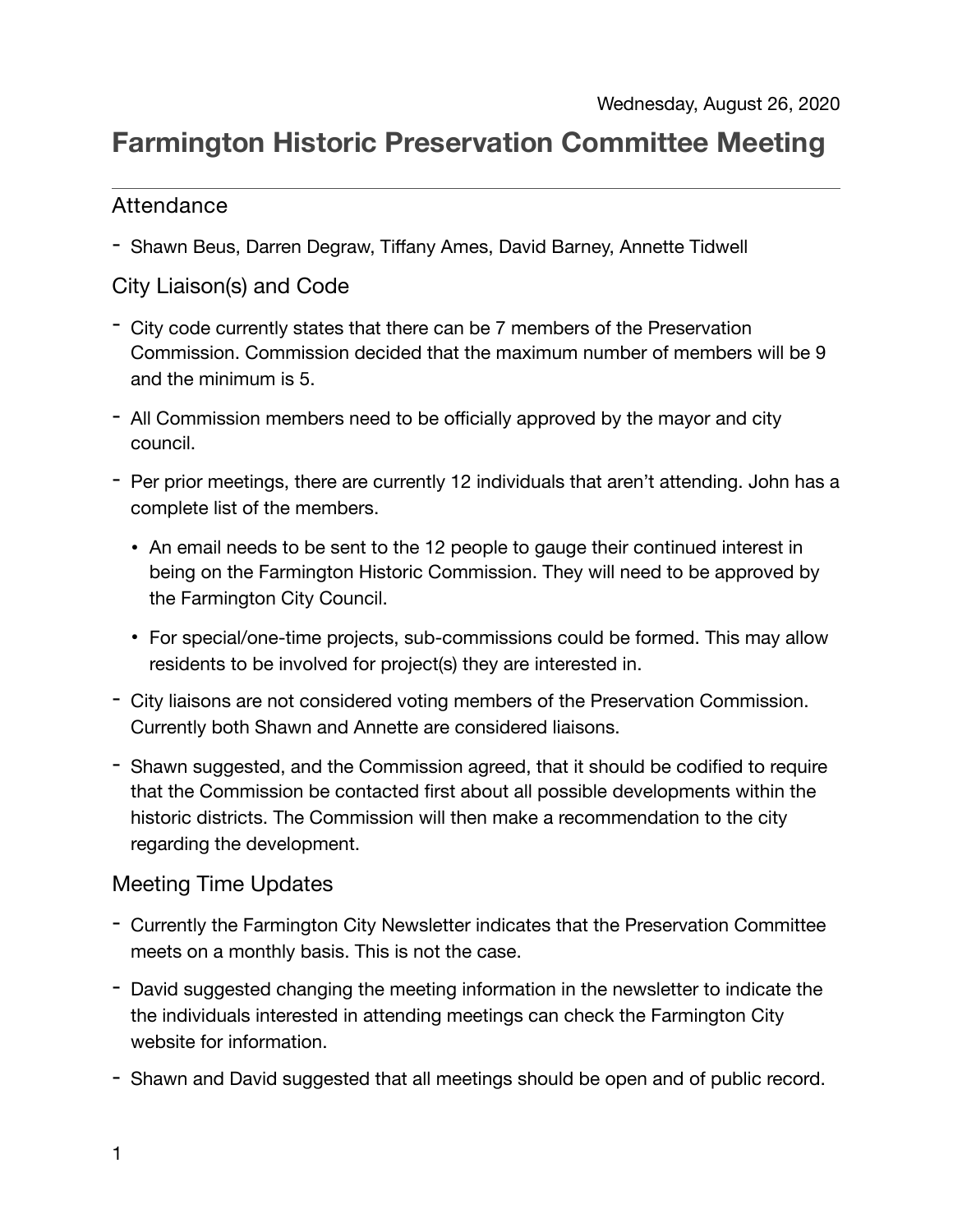Wednesday, August 26, 2020

# Farmington Historic Preservation Committee Meeting

---

## Attendance

- Shawn Beus, Darren Degraw, Tiffany Ames, David Barney, Annette Tidwell

## City Liaison(s) and Code

- City code currently states that there can be 7 members of the Preservation Commission. Commission decided that the maximum number of members will be 9 and the minimum is 5.
- All Commission members need to be officially approved by the mayor and city council.
- Per prior meetings, there are currently 12 individuals that aren't attending. John has a complete list of the members.
  - An email needs to be sent to the 12 people to gauge their continued interest in being on the Farmington Historic Commission. They will need to be approved by the Farmington City Council.
  - For special/one-time projects, sub-commissions could be formed. This may allow residents to be involved for project(s) they are interested in.
- City liaisons are not considered voting members of the Preservation Commission. Currently both Shawn and Annette are considered liaisons.
- Shawn suggested, and the Commission agreed, that it should be codified to require that the Commission be contacted first about all possible developments within the historic districts. The Commission will then make a recommendation to the city regarding the development.

## Meeting Time Updates

- Currently the Farmington City Newsletter indicates that the Preservation Committee meets on a monthly basis. This is not the case.
- David suggested changing the meeting information in the newsletter to indicate the the individuals interested in attending meetings can check the Farmington City website for information.
- Shawn and David suggested that all meetings should be open and of public record.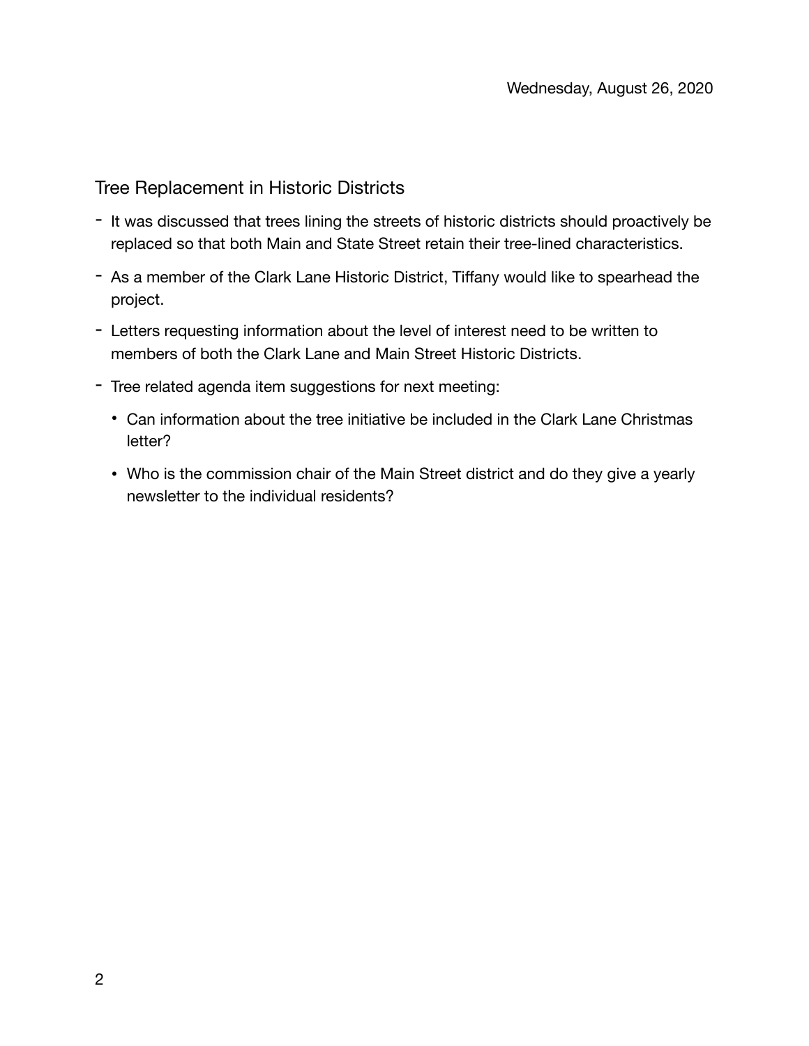Wednesday, August 26, 2020

## Tree Replacement in Historic Districts

- It was discussed that trees lining the streets of historic districts should proactively be replaced so that both Main and State Street retain their tree-lined characteristics.
- As a member of the Clark Lane Historic District, Tiffany would like to spearhead the project.
- Letters requesting information about the level of interest need to be written to members of both the Clark Lane and Main Street Historic Districts.
- Tree related agenda item suggestions for next meeting:
    - Can information about the tree initiative be included in the Clark Lane Christmas letter?
    - Who is the commission chair of the Main Street district and do they give a yearly newsletter to the individual residents?